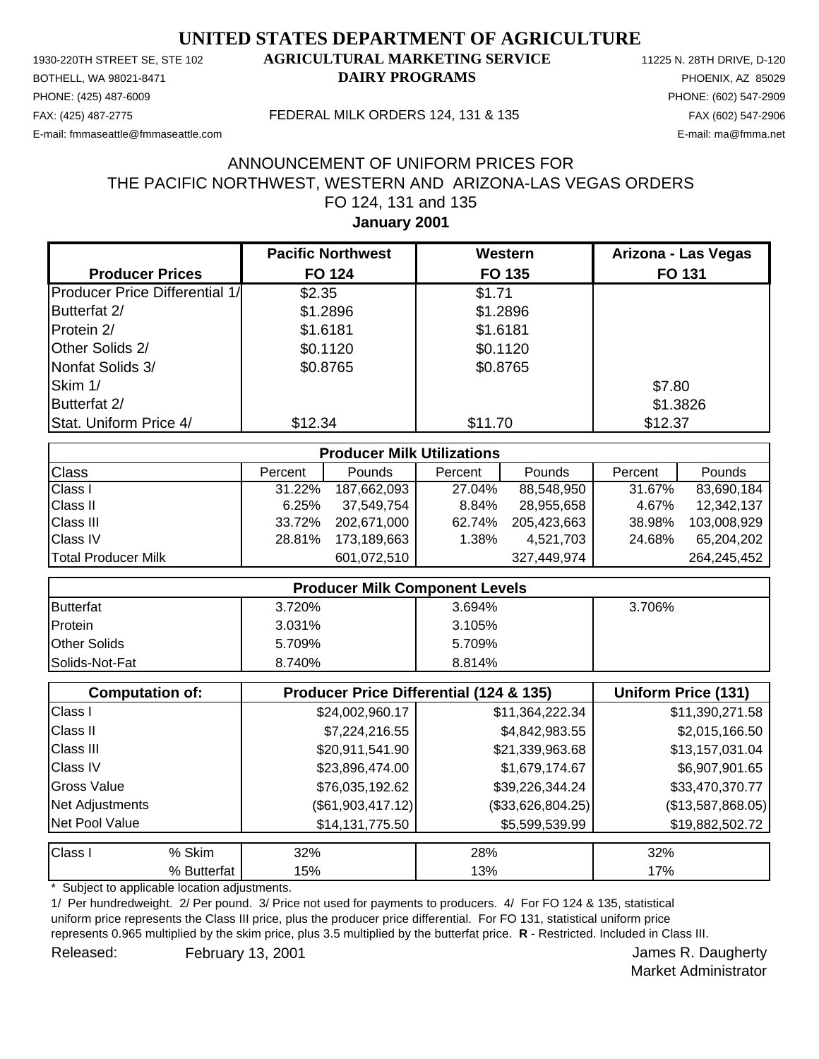# UNITED STATES DEPARTMENT OF AGRICULTURE

## AGRICULTURAL MARKETING SERVICE
## DAIRY PROGRAMS

1930-220TH STREET SE, STE 102
BOTHELL, WA 98021-8471
PHONE: (425) 487-6009
FAX: (425) 487-2775
E-mail: fmmaseattle@fmmaseattle.com

11225 N. 28TH DRIVE, D-120
PHOENIX, AZ 85029
PHONE: (602) 547-2909
FAX (602) 547-2906
E-mail: ma@fmma.net

FEDERAL MILK ORDERS 124, 131 & 135

ANNOUNCEMENT OF UNIFORM PRICES FOR
THE PACIFIC NORTHWEST, WESTERN AND ARIZONA-LAS VEGAS ORDERS
FO 124, 131 and 135
**January 2001**

| Producer Prices | Pacific Northwest FO 124 | Western FO 135 | Arizona - Las Vegas FO 131 |
|---|---|---|---|
| Producer Price Differential 1/ | $2.35 | $1.71 | |
| Butterfat 2/ | $1.2896 | $1.2896 | |
| Protein 2/ | $1.6181 | $1.6181 | |
| Other Solids 2/ | $0.1120 | $0.1120 | |
| Nonfat Solids 3/ | $0.8765 | $0.8765 | |
| Skim 1/ | | | $7.80 |
| Butterfat 2/ | | | $1.3826 |
| Stat. Uniform Price 4/ | $12.34 | $11.70 | $12.37 |

| Producer Milk Utilizations | | | | | | |
|---|---|---|---|---|---|---|
| Class | Percent | Pounds | Percent | Pounds | Percent | Pounds |
| Class I | 31.22% | 187,662,093 | 27.04% | 88,548,950 | 31.67% | 83,690,184 |
| Class II | 6.25% | 37,549,754 | 8.84% | 28,955,658 | 4.67% | 12,342,137 |
| Class III | 33.72% | 202,671,000 | 62.74% | 205,423,663 | 38.98% | 103,008,929 |
| Class IV | 28.81% | 173,189,663 | 1.38% | 4,521,703 | 24.68% | 65,204,202 |
| Total Producer Milk | | 601,072,510 | | 327,449,974 | | 264,245,452 |

| Producer Milk Component Levels | | | |
|---|---|---|---|
| Butterfat | 3.720% | 3.694% | 3.706% |
| Protein | 3.031% | 3.105% | |
| Other Solids | 5.709% | 5.709% | |
| Solids-Not-Fat | 8.740% | 8.814% | |

| Computation of: | Producer Price Differential (124 & 135) | | Uniform Price (131) |
|---|---|---|---|
| Class I | $24,002,960.17 | $11,364,222.34 | $11,390,271.58 |
| Class II | $7,224,216.55 | $4,842,983.55 | $2,015,166.50 |
| Class III | $20,911,541.90 | $21,339,963.68 | $13,157,031.04 |
| Class IV | $23,896,474.00 | $1,679,174.67 | $6,907,901.65 |
| Gross Value | $76,035,192.62 | $39,226,344.24 | $33,470,370.77 |
| Net Adjustments | ($61,903,417.12) | ($33,626,804.25) | ($13,587,868.05) |
| Net Pool Value | $14,131,775.50 | $5,599,539.99 | $19,882,502.72 |

| Class I | | FO 124 | FO 135 | FO 131 |
|---|---|---|---|---|
| | % Skim | 32% | 28% | 32% |
| | % Butterfat | 15% | 13% | 17% |

\* Subject to applicable location adjustments.

1/ Per hundredweight. 2/ Per pound. 3/ Price not used for payments to producers. 4/ For FO 124 & 135, statistical uniform price represents the Class III price, plus the producer price differential. For FO 131, statistical uniform price represents 0.965 multiplied by the skim price, plus 3.5 multiplied by the butterfat price. **R** - Restricted. Included in Class III.

Released: February 13, 2001

James R. Daugherty
Market Administrator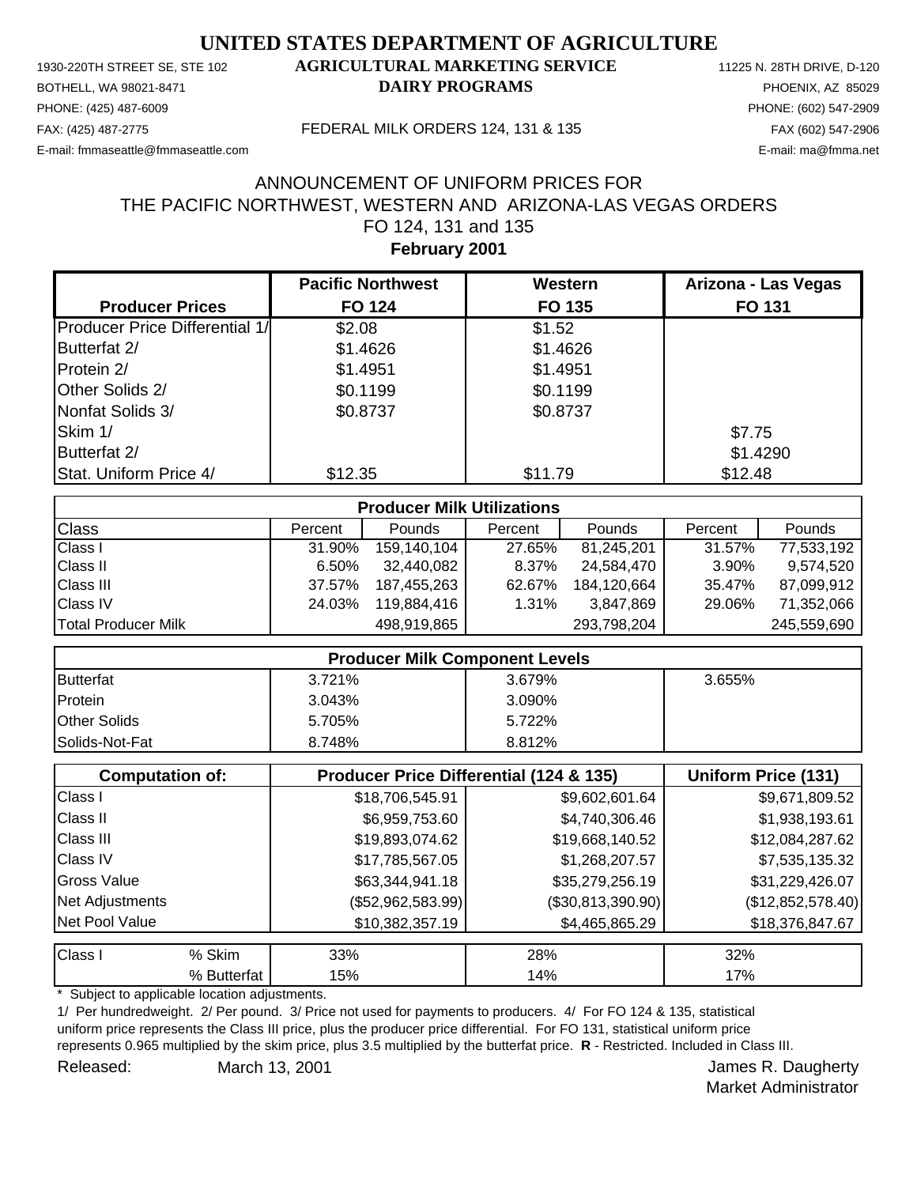# UNITED STATES DEPARTMENT OF AGRICULTURE

1930-220TH STREET SE, STE 102
BOTHELL, WA 98021-8471
PHONE: (425) 487-6009
FAX: (425) 487-2775
E-mail: fmmaseattle@fmmaseattle.com

**AGRICULTURAL MARKETING SERVICE**
**DAIRY PROGRAMS**

FEDERAL MILK ORDERS 124, 131 & 135

11225 N. 28TH DRIVE, D-120
PHOENIX, AZ 85029
PHONE: (602) 547-2909
FAX (602) 547-2906
E-mail: ma@fmma.net

## ANNOUNCEMENT OF UNIFORM PRICES FOR THE PACIFIC NORTHWEST, WESTERN AND ARIZONA-LAS VEGAS ORDERS FO 124, 131 and 135

**February 2001**

| Producer Prices | Pacific Northwest FO 124 | Western FO 135 | Arizona - Las Vegas FO 131 |
|---|---|---|---|
| Producer Price Differential 1/ | $2.08 | $1.52 | |
| Butterfat 2/ | $1.4626 | $1.4626 | |
| Protein 2/ | $1.4951 | $1.4951 | |
| Other Solids 2/ | $0.1199 | $0.1199 | |
| Nonfat Solids 3/ | $0.8737 | $0.8737 | |
| Skim 1/ | | | $7.75 |
| Butterfat 2/ | | | $1.4290 |
| Stat. Uniform Price 4/ | $12.35 | $11.79 | $12.48 |

| Producer Milk Utilizations | | | | | | |
|---|---|---|---|---|---|---|
| Class | Percent | Pounds | Percent | Pounds | Percent | Pounds |
| Class I | 31.90% | 159,140,104 | 27.65% | 81,245,201 | 31.57% | 77,533,192 |
| Class II | 6.50% | 32,440,082 | 8.37% | 24,584,470 | 3.90% | 9,574,520 |
| Class III | 37.57% | 187,455,263 | 62.67% | 184,120,664 | 35.47% | 87,099,912 |
| Class IV | 24.03% | 119,884,416 | 1.31% | 3,847,869 | 29.06% | 71,352,066 |
| Total Producer Milk | | 498,919,865 | | 293,798,204 | | 245,559,690 |

| Producer Milk Component Levels | | | |
|---|---|---|---|
| Butterfat | 3.721% | 3.679% | 3.655% |
| Protein | 3.043% | 3.090% | |
| Other Solids | 5.705% | 5.722% | |
| Solids-Not-Fat | 8.748% | 8.812% | |

| Computation of: | Producer Price Differential (124 & 135) | | Uniform Price (131) |
|---|---|---|---|
| Class I | $18,706,545.91 | $9,602,601.64 | $9,671,809.52 |
| Class II | $6,959,753.60 | $4,740,306.46 | $1,938,193.61 |
| Class III | $19,893,074.62 | $19,668,140.52 | $12,084,287.62 |
| Class IV | $17,785,567.05 | $1,268,207.57 | $7,535,135.32 |
| Gross Value | $63,344,941.18 | $35,279,256.19 | $31,229,426.07 |
| Net Adjustments | ($52,962,583.99) | ($30,813,390.90) | ($12,852,578.40) |
| Net Pool Value | $10,382,357.19 | $4,465,865.29 | $18,376,847.67 |

| Class I | | | | |
|---|---|---|---|---|
| | % Skim | 33% | 28% | 32% |
| | % Butterfat | 15% | 14% | 17% |

\* Subject to applicable location adjustments.

1/ Per hundredweight. 2/ Per pound. 3/ Price not used for payments to producers. 4/ For FO 124 & 135, statistical uniform price represents the Class III price, plus the producer price differential. For FO 131, statistical uniform price represents 0.965 multiplied by the skim price, plus 3.5 multiplied by the butterfat price. **R** - Restricted. Included in Class III.

Released: March 13, 2001

James R. Daugherty
Market Administrator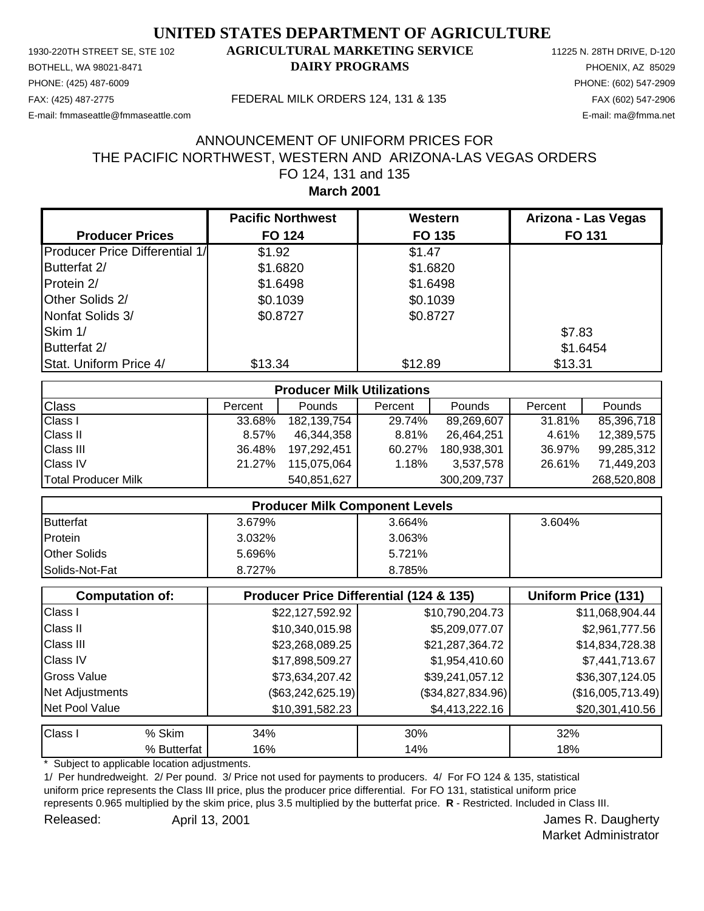# UNITED STATES DEPARTMENT OF AGRICULTURE

1930-220TH STREET SE, STE 102
BOTHELL, WA 98021-8471
PHONE: (425) 487-6009
FAX: (425) 487-2775
E-mail: fmmaseattle@fmmaseattle.com

**AGRICULTURAL MARKETING SERVICE**
**DAIRY PROGRAMS**

FEDERAL MILK ORDERS 124, 131 & 135

11225 N. 28TH DRIVE, D-120
PHOENIX, AZ 85029
PHONE: (602) 547-2909
FAX (602) 547-2906
E-mail: ma@fmma.net

## ANNOUNCEMENT OF UNIFORM PRICES FOR THE PACIFIC NORTHWEST, WESTERN AND ARIZONA-LAS VEGAS ORDERS FO 124, 131 and 135

**March 2001**

| Producer Prices | Pacific Northwest FO 124 | Western FO 135 | Arizona - Las Vegas FO 131 |
|---|---|---|---|
| Producer Price Differential 1/ | $1.92 | $1.47 | |
| Butterfat 2/ | $1.6820 | $1.6820 | |
| Protein 2/ | $1.6498 | $1.6498 | |
| Other Solids 2/ | $0.1039 | $0.1039 | |
| Nonfat Solids 3/ | $0.8727 | $0.8727 | |
| Skim 1/ | | | $7.83 |
| Butterfat 2/ | | | $1.6454 |
| Stat. Uniform Price 4/ | $13.34 | $12.89 | $13.31 |

**Producer Milk Utilizations**

| Class | Percent | Pounds | Percent | Pounds | Percent | Pounds |
|---|---|---|---|---|---|---|
| Class I | 33.68% | 182,139,754 | 29.74% | 89,269,607 | 31.81% | 85,396,718 |
| Class II | 8.57% | 46,344,358 | 8.81% | 26,464,251 | 4.61% | 12,389,575 |
| Class III | 36.48% | 197,292,451 | 60.27% | 180,938,301 | 36.97% | 99,285,312 |
| Class IV | 21.27% | 115,075,064 | 1.18% | 3,537,578 | 26.61% | 71,449,203 |
| Total Producer Milk | | 540,851,627 | | 300,209,737 | | 268,520,808 |

**Producer Milk Component Levels**

| | FO 124 | FO 135 | FO 131 |
|---|---|---|---|
| Butterfat | 3.679% | 3.664% | 3.604% |
| Protein | 3.032% | 3.063% | |
| Other Solids | 5.696% | 5.721% | |
| Solids-Not-Fat | 8.727% | 8.785% | |

| Computation of: | Producer Price Differential (124) | Producer Price Differential (135) | Uniform Price (131) |
|---|---|---|---|
| Class I | $22,127,592.92 | $10,790,204.73 | $11,068,904.44 |
| Class II | $10,340,015.98 | $5,209,077.07 | $2,961,777.56 |
| Class III | $23,268,089.25 | $21,287,364.72 | $14,834,728.38 |
| Class IV | $17,898,509.27 | $1,954,410.60 | $7,441,713.67 |
| Gross Value | $73,634,207.42 | $39,241,057.12 | $36,307,124.05 |
| Net Adjustments | ($63,242,625.19) | ($34,827,834.96) | ($16,005,713.49) |
| Net Pool Value | $10,391,582.23 | $4,413,222.16 | $20,301,410.56 |

| Class I | | FO 124 | FO 135 | FO 131 |
|---|---|---|---|---|
| | % Skim | 34% | 30% | 32% |
| | % Butterfat | 16% | 14% | 18% |

\* Subject to applicable location adjustments.

1/ Per hundredweight. 2/ Per pound. 3/ Price not used for payments to producers. 4/ For FO 124 & 135, statistical uniform price represents the Class III price, plus the producer price differential. For FO 131, statistical uniform price represents 0.965 multiplied by the skim price, plus 3.5 multiplied by the butterfat price. **R** - Restricted. Included in Class III.

Released: April 13, 2001

James R. Daugherty
Market Administrator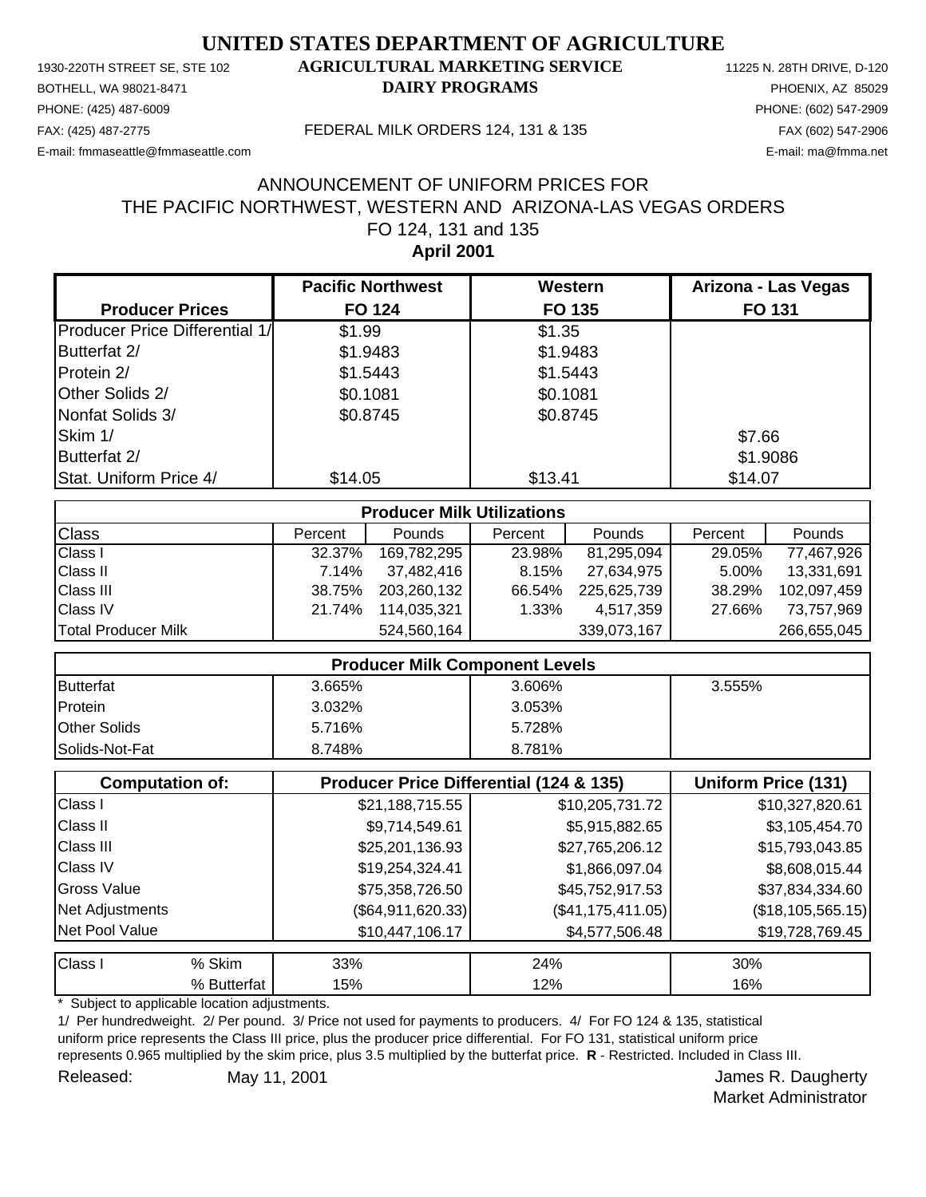# UNITED STATES DEPARTMENT OF AGRICULTURE

1930-220TH STREET SE, STE 102 | **AGRICULTURAL MARKETING SERVICE** | 11225 N. 28TH DRIVE, D-120

BOTHELL, WA 98021-8471 | **DAIRY PROGRAMS** | PHOENIX, AZ 85029

PHONE: (425) 487-6009 | PHONE: (602) 547-2909

FAX: (425) 487-2775 | FEDERAL MILK ORDERS 124, 131 & 135 | FAX (602) 547-2906

E-mail: fmmaseattle@fmmaseattle.com | E-mail: ma@fmma.net

## ANNOUNCEMENT OF UNIFORM PRICES FOR THE PACIFIC NORTHWEST, WESTERN AND ARIZONA-LAS VEGAS ORDERS FO 124, 131 and 135

**April 2001**

| Producer Prices | Pacific Northwest FO 124 | Western FO 135 | Arizona - Las Vegas FO 131 |
|---|---|---|---|
| Producer Price Differential 1/ | $1.99 | $1.35 | |
| Butterfat 2/ | $1.9483 | $1.9483 | |
| Protein 2/ | $1.5443 | $1.5443 | |
| Other Solids 2/ | $0.1081 | $0.1081 | |
| Nonfat Solids 3/ | $0.8745 | $0.8745 | |
| Skim 1/ | | | $7.66 |
| Butterfat 2/ | | | $1.9086 |
| Stat. Uniform Price 4/ | $14.05 | $13.41 | $14.07 |

**Producer Milk Utilizations**

| Class | Percent | Pounds | Percent | Pounds | Percent | Pounds |
|---|---|---|---|---|---|---|
| Class I | 32.37% | 169,782,295 | 23.98% | 81,295,094 | 29.05% | 77,467,926 |
| Class II | 7.14% | 37,482,416 | 8.15% | 27,634,975 | 5.00% | 13,331,691 |
| Class III | 38.75% | 203,260,132 | 66.54% | 225,625,739 | 38.29% | 102,097,459 |
| Class IV | 21.74% | 114,035,321 | 1.33% | 4,517,359 | 27.66% | 73,757,969 |
| Total Producer Milk | | 524,560,164 | | 339,073,167 | | 266,655,045 |

**Producer Milk Component Levels**

| | FO 124 | FO 135 | FO 131 |
|---|---|---|---|
| Butterfat | 3.665% | 3.606% | 3.555% |
| Protein | 3.032% | 3.053% | |
| Other Solids | 5.716% | 5.728% | |
| Solids-Not-Fat | 8.748% | 8.781% | |

| Computation of: | Producer Price Differential (124 & 135) | | Uniform Price (131) |
|---|---|---|---|
| Class I | $21,188,715.55 | $10,205,731.72 | $10,327,820.61 |
| Class II | $9,714,549.61 | $5,915,882.65 | $3,105,454.70 |
| Class III | $25,201,136.93 | $27,765,206.12 | $15,793,043.85 |
| Class IV | $19,254,324.41 | $1,866,097.04 | $8,608,015.44 |
| Gross Value | $75,358,726.50 | $45,752,917.53 | $37,834,334.60 |
| Net Adjustments | ($64,911,620.33) | ($41,175,411.05) | ($18,105,565.15) |
| Net Pool Value | $10,447,106.17 | $4,577,506.48 | $19,728,769.45 |

| Class I | | FO 124 | FO 135 | FO 131 |
|---|---|---|---|---|
| | % Skim | 33% | 24% | 30% |
| | % Butterfat | 15% | 12% | 16% |

\* Subject to applicable location adjustments.

1/ Per hundredweight. 2/ Per pound. 3/ Price not used for payments to producers. 4/ For FO 124 & 135, statistical uniform price represents the Class III price, plus the producer price differential. For FO 131, statistical uniform price represents 0.965 multiplied by the skim price, plus 3.5 multiplied by the butterfat price. **R** - Restricted. Included in Class III.

Released: May 11, 2001

James R. Daugherty
Market Administrator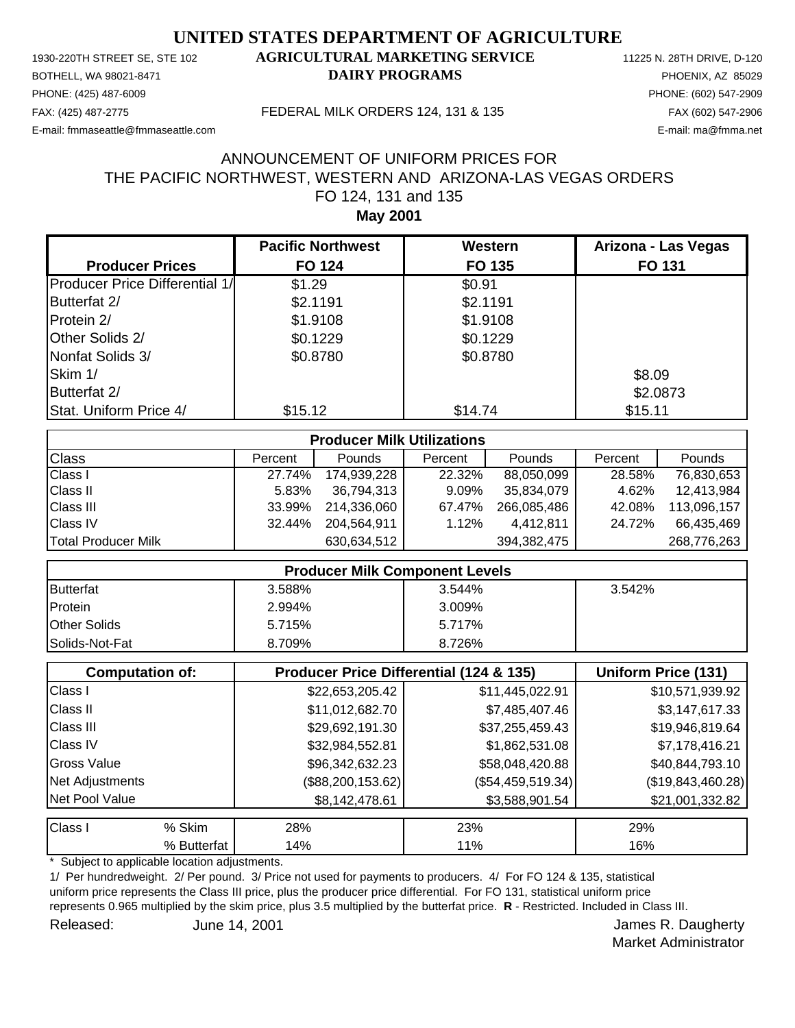# UNITED STATES DEPARTMENT OF AGRICULTURE

1930-220TH STREET SE, STE 102
BOTHELL, WA 98021-8471
PHONE: (425) 487-6009
FAX: (425) 487-2775
E-mail: fmmaseattle@fmmaseattle.com

**AGRICULTURAL MARKETING SERVICE**
**DAIRY PROGRAMS**

FEDERAL MILK ORDERS 124, 131 & 135

11225 N. 28TH DRIVE, D-120
PHOENIX, AZ 85029
PHONE: (602) 547-2909
FAX (602) 547-2906
E-mail: ma@fmma.net

## ANNOUNCEMENT OF UNIFORM PRICES FOR THE PACIFIC NORTHWEST, WESTERN AND ARIZONA-LAS VEGAS ORDERS FO 124, 131 and 135

**May 2001**

| Producer Prices | Pacific Northwest FO 124 | Western FO 135 | Arizona - Las Vegas FO 131 |
|---|---|---|---|
| Producer Price Differential 1/ | $1.29 | $0.91 | |
| Butterfat 2/ | $2.1191 | $2.1191 | |
| Protein 2/ | $1.9108 | $1.9108 | |
| Other Solids 2/ | $0.1229 | $0.1229 | |
| Nonfat Solids 3/ | $0.8780 | $0.8780 | |
| Skim 1/ | | | $8.09 |
| Butterfat 2/ | | | $2.0873 |
| Stat. Uniform Price 4/ | $15.12 | $14.74 | $15.11 |

| Producer Milk Utilizations | | | | | | |
|---|---|---|---|---|---|---|
| Class | Percent | Pounds | Percent | Pounds | Percent | Pounds |
| Class I | 27.74% | 174,939,228 | 22.32% | 88,050,099 | 28.58% | 76,830,653 |
| Class II | 5.83% | 36,794,313 | 9.09% | 35,834,079 | 4.62% | 12,413,984 |
| Class III | 33.99% | 214,336,060 | 67.47% | 266,085,486 | 42.08% | 113,096,157 |
| Class IV | 32.44% | 204,564,911 | 1.12% | 4,412,811 | 24.72% | 66,435,469 |
| Total Producer Milk | | 630,634,512 | | 394,382,475 | | 268,776,263 |

| Producer Milk Component Levels | | | |
|---|---|---|---|
| Butterfat | 3.588% | 3.544% | 3.542% |
| Protein | 2.994% | 3.009% | |
| Other Solids | 5.715% | 5.717% | |
| Solids-Not-Fat | 8.709% | 8.726% | |

| Computation of: | Producer Price Differential (124 & 135) | | Uniform Price (131) |
|---|---|---|---|
| Class I | $22,653,205.42 | $11,445,022.91 | $10,571,939.92 |
| Class II | $11,012,682.70 | $7,485,407.46 | $3,147,617.33 |
| Class III | $29,692,191.30 | $37,255,459.43 | $19,946,819.64 |
| Class IV | $32,984,552.81 | $1,862,531.08 | $7,178,416.21 |
| Gross Value | $96,342,632.23 | $58,048,420.88 | $40,844,793.10 |
| Net Adjustments | ($88,200,153.62) | ($54,459,519.34) | ($19,843,460.28) |
| Net Pool Value | $8,142,478.61 | $3,588,901.54 | $21,001,332.82 |

| Class I | | | | |
|---|---|---|---|---|
| | % Skim | 28% | 23% | 29% |
| | % Butterfat | 14% | 11% | 16% |

\* Subject to applicable location adjustments.

1/ Per hundredweight. 2/ Per pound. 3/ Price not used for payments to producers. 4/ For FO 124 & 135, statistical uniform price represents the Class III price, plus the producer price differential. For FO 131, statistical uniform price represents 0.965 multiplied by the skim price, plus 3.5 multiplied by the butterfat price. **R** - Restricted. Included in Class III.

Released: June 14, 2001

James R. Daugherty
Market Administrator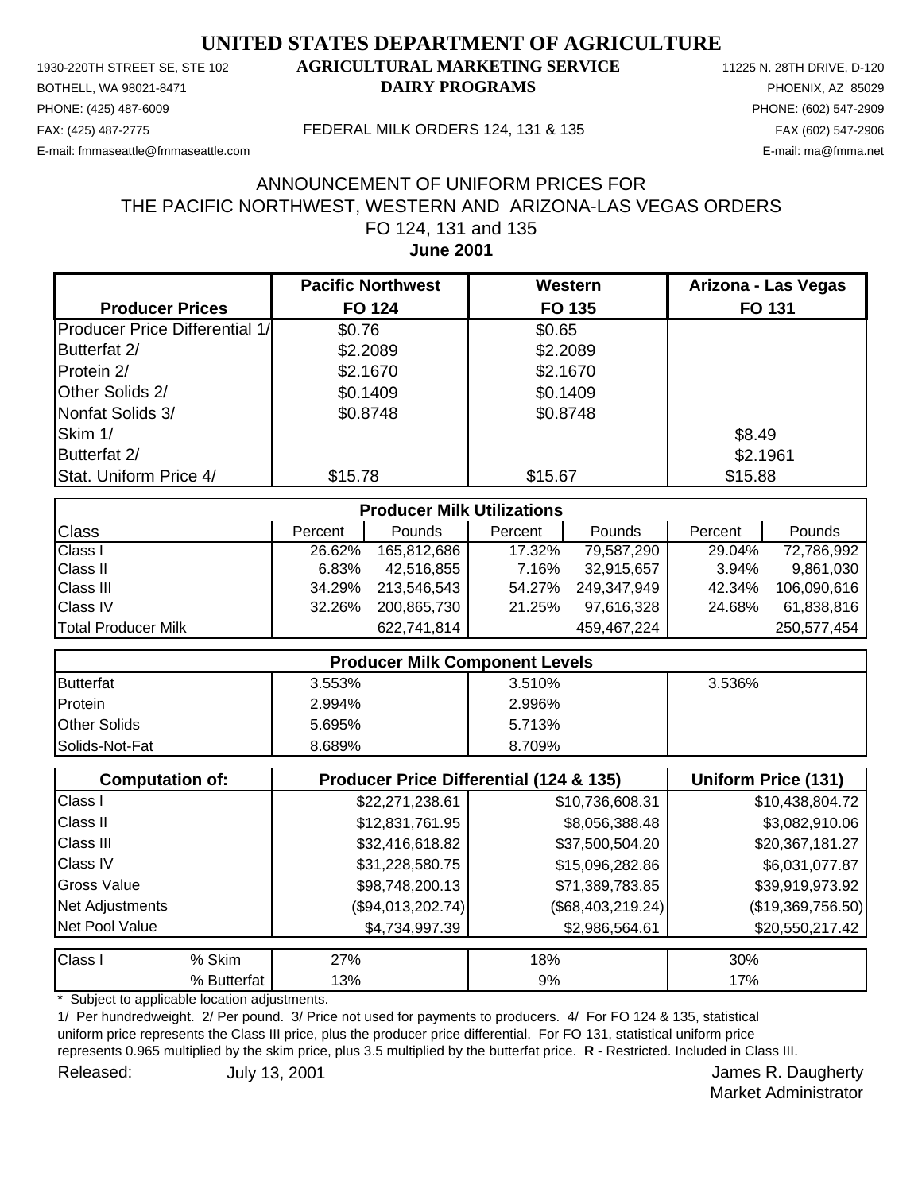# UNITED STATES DEPARTMENT OF AGRICULTURE

1930-220TH STREET SE, STE 102 **AGRICULTURAL MARKETING SERVICE** 11225 N. 28TH DRIVE, D-120
BOTHELL, WA 98021-8471 **DAIRY PROGRAMS** PHOENIX, AZ 85029
PHONE: (425) 487-6009 PHONE: (602) 547-2909
FAX: (425) 487-2775 FEDERAL MILK ORDERS 124, 131 & 135 FAX (602) 547-2906
E-mail: fmmaseattle@fmmaseattle.com E-mail: ma@fmma.net

## ANNOUNCEMENT OF UNIFORM PRICES FOR THE PACIFIC NORTHWEST, WESTERN AND ARIZONA-LAS VEGAS ORDERS FO 124, 131 and 135

**June 2001**

| Producer Prices | Pacific Northwest FO 124 | Western FO 135 | Arizona - Las Vegas FO 131 |
|---|---|---|---|
| Producer Price Differential 1/ | $0.76 | $0.65 | |
| Butterfat 2/ | $2.2089 | $2.2089 | |
| Protein 2/ | $2.1670 | $2.1670 | |
| Other Solids 2/ | $0.1409 | $0.1409 | |
| Nonfat Solids 3/ | $0.8748 | $0.8748 | |
| Skim 1/ | | | $8.49 |
| Butterfat 2/ | | | $2.1961 |
| Stat. Uniform Price 4/ | $15.78 | $15.67 | $15.88 |

**Producer Milk Utilizations**

| Class | Percent | Pounds | Percent | Pounds | Percent | Pounds |
|---|---|---|---|---|---|---|
| Class I | 26.62% | 165,812,686 | 17.32% | 79,587,290 | 29.04% | 72,786,992 |
| Class II | 6.83% | 42,516,855 | 7.16% | 32,915,657 | 3.94% | 9,861,030 |
| Class III | 34.29% | 213,546,543 | 54.27% | 249,347,949 | 42.34% | 106,090,616 |
| Class IV | 32.26% | 200,865,730 | 21.25% | 97,616,328 | 24.68% | 61,838,816 |
| Total Producer Milk | | 622,741,814 | | 459,467,224 | | 250,577,454 |

**Producer Milk Component Levels**

| | FO 124 | FO 135 | FO 131 |
|---|---|---|---|
| Butterfat | 3.553% | 3.510% | 3.536% |
| Protein | 2.994% | 2.996% | |
| Other Solids | 5.695% | 5.713% | |
| Solids-Not-Fat | 8.689% | 8.709% | |

| Computation of: | Producer Price Differential (124) | Producer Price Differential (135) | Uniform Price (131) |
|---|---|---|---|
| Class I | $22,271,238.61 | $10,736,608.31 | $10,438,804.72 |
| Class II | $12,831,761.95 | $8,056,388.48 | $3,082,910.06 |
| Class III | $32,416,618.82 | $37,500,504.20 | $20,367,181.27 |
| Class IV | $31,228,580.75 | $15,096,282.86 | $6,031,077.87 |
| Gross Value | $98,748,200.13 | $71,389,783.85 | $39,919,973.92 |
| Net Adjustments | ($94,013,202.74) | ($68,403,219.24) | ($19,369,756.50) |
| Net Pool Value | $4,734,997.39 | $2,986,564.61 | $20,550,217.42 |

| Class I | | FO 124 | FO 135 | FO 131 |
|---|---|---|---|---|
| | % Skim | 27% | 18% | 30% |
| | % Butterfat | 13% | 9% | 17% |

\* Subject to applicable location adjustments.

1/ Per hundredweight. 2/ Per pound. 3/ Price not used for payments to producers. 4/ For FO 124 & 135, statistical uniform price represents the Class III price, plus the producer price differential. For FO 131, statistical uniform price represents 0.965 multiplied by the skim price, plus 3.5 multiplied by the butterfat price. **R** - Restricted. Included in Class III.

Released: July 13, 2001

James R. Daugherty
Market Administrator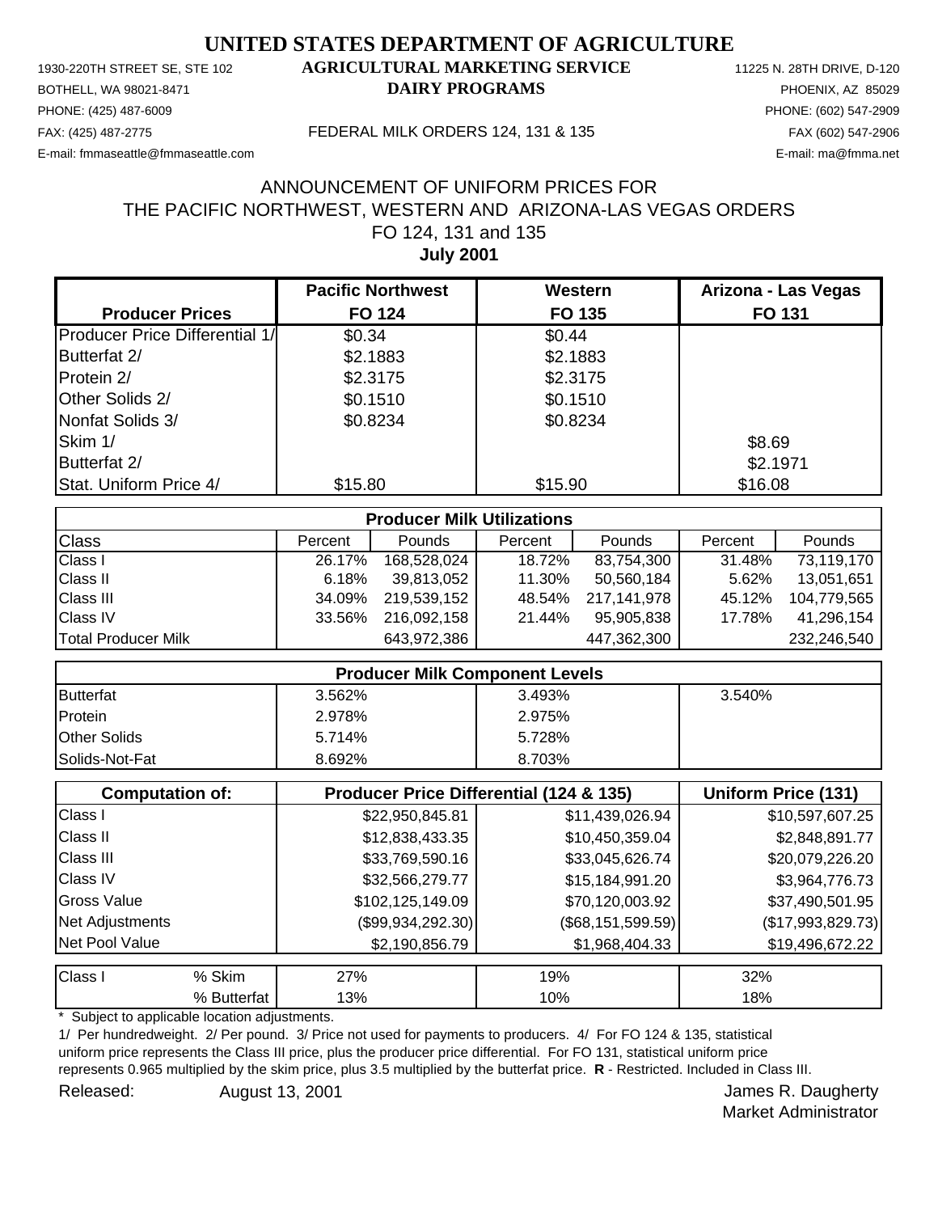# UNITED STATES DEPARTMENT OF AGRICULTURE

1930-220TH STREET SE, STE 102 **AGRICULTURAL MARKETING SERVICE** 11225 N. 28TH DRIVE, D-120
BOTHELL, WA 98021-8471 **DAIRY PROGRAMS** PHOENIX, AZ 85029
PHONE: (425) 487-6009 PHONE: (602) 547-2909
FAX: (425) 487-2775 FEDERAL MILK ORDERS 124, 131 & 135 FAX (602) 547-2906
E-mail: fmmaseattle@fmmaseattle.com E-mail: ma@fmma.net

## ANNOUNCEMENT OF UNIFORM PRICES FOR THE PACIFIC NORTHWEST, WESTERN AND ARIZONA-LAS VEGAS ORDERS FO 124, 131 and 135

**July 2001**

| Producer Prices | Pacific Northwest FO 124 | Western FO 135 | Arizona - Las Vegas FO 131 |
|---|---|---|---|
| Producer Price Differential 1/ | $0.34 | $0.44 | |
| Butterfat 2/ | $2.1883 | $2.1883 | |
| Protein 2/ | $2.3175 | $2.3175 | |
| Other Solids 2/ | $0.1510 | $0.1510 | |
| Nonfat Solids 3/ | $0.8234 | $0.8234 | |
| Skim 1/ | | | $8.69 |
| Butterfat 2/ | | | $2.1971 |
| Stat. Uniform Price 4/ | $15.80 | $15.90 | $16.08 |

**Producer Milk Utilizations**

| Class | Percent | Pounds | Percent | Pounds | Percent | Pounds |
|---|---|---|---|---|---|---|
| Class I | 26.17% | 168,528,024 | 18.72% | 83,754,300 | 31.48% | 73,119,170 |
| Class II | 6.18% | 39,813,052 | 11.30% | 50,560,184 | 5.62% | 13,051,651 |
| Class III | 34.09% | 219,539,152 | 48.54% | 217,141,978 | 45.12% | 104,779,565 |
| Class IV | 33.56% | 216,092,158 | 21.44% | 95,905,838 | 17.78% | 41,296,154 |
| Total Producer Milk | | 643,972,386 | | 447,362,300 | | 232,246,540 |

**Producer Milk Component Levels**

| | FO 124 | FO 135 | FO 131 |
|---|---|---|---|
| Butterfat | 3.562% | 3.493% | 3.540% |
| Protein | 2.978% | 2.975% | |
| Other Solids | 5.714% | 5.728% | |
| Solids-Not-Fat | 8.692% | 8.703% | |

| Computation of: | Producer Price Differential (124 & 135) | | Uniform Price (131) |
|---|---|---|---|
| Class I | $22,950,845.81 | $11,439,026.94 | $10,597,607.25 |
| Class II | $12,838,433.35 | $10,450,359.04 | $2,848,891.77 |
| Class III | $33,769,590.16 | $33,045,626.74 | $20,079,226.20 |
| Class IV | $32,566,279.77 | $15,184,991.20 | $3,964,776.73 |
| Gross Value | $102,125,149.09 | $70,120,003.92 | $37,490,501.95 |
| Net Adjustments | ($99,934,292.30) | ($68,151,599.59) | ($17,993,829.73) |
| Net Pool Value | $2,190,856.79 | $1,968,404.33 | $19,496,672.22 |

| Class I | | FO 124 | FO 135 | FO 131 |
|---|---|---|---|---|
| | % Skim | 27% | 19% | 32% |
| | % Butterfat | 13% | 10% | 18% |

\* Subject to applicable location adjustments.

1/ Per hundredweight. 2/ Per pound. 3/ Price not used for payments to producers. 4/ For FO 124 & 135, statistical uniform price represents the Class III price, plus the producer price differential. For FO 131, statistical uniform price represents 0.965 multiplied by the skim price, plus 3.5 multiplied by the butterfat price. **R** - Restricted. Included in Class III.

Released: August 13, 2001

James R. Daugherty
Market Administrator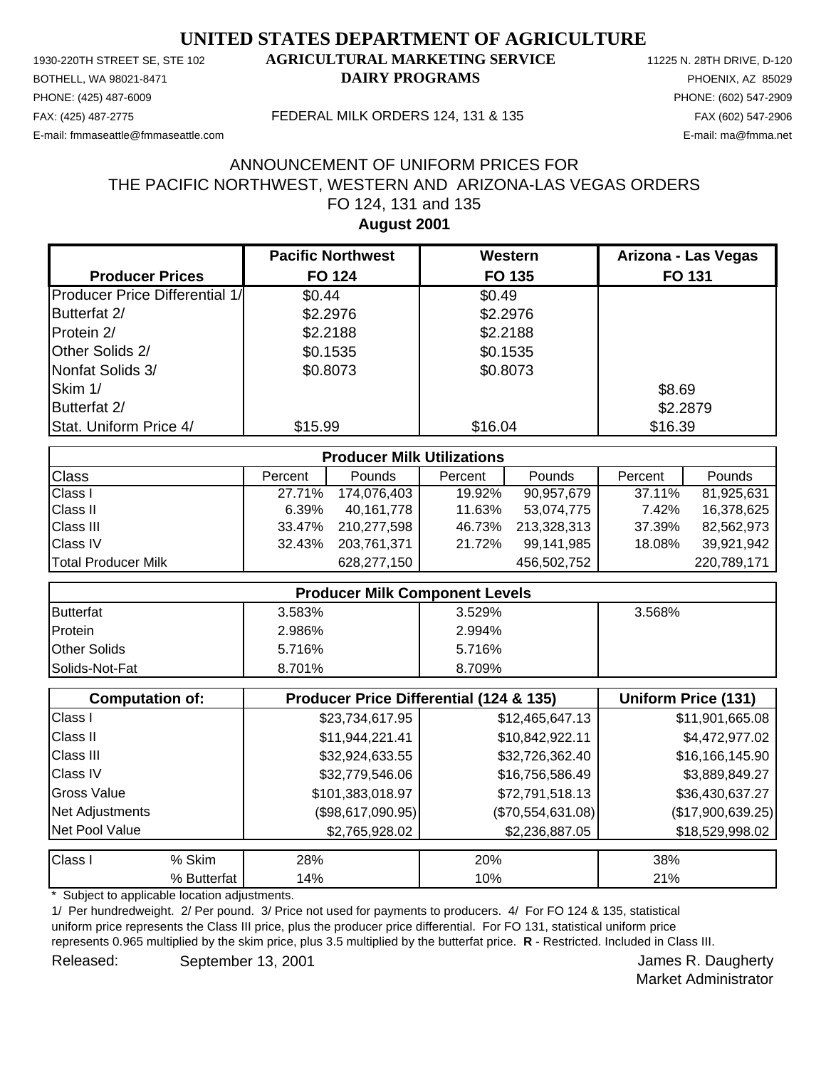# UNITED STATES DEPARTMENT OF AGRICULTURE

1930-220TH STREET SE, STE 102 **AGRICULTURAL MARKETING SERVICE** 11225 N. 28TH DRIVE, D-120
BOTHELL, WA 98021-8471 **DAIRY PROGRAMS** PHOENIX, AZ 85029
PHONE: (425) 487-6009 PHONE: (602) 547-2909
FAX: (425) 487-2775 FEDERAL MILK ORDERS 124, 131 & 135 FAX (602) 547-2906
E-mail: fmmaseattle@fmmaseattle.com E-mail: ma@fmma.net

## ANNOUNCEMENT OF UNIFORM PRICES FOR THE PACIFIC NORTHWEST, WESTERN AND ARIZONA-LAS VEGAS ORDERS FO 124, 131 and 135

**August 2001**

| Producer Prices | Pacific Northwest FO 124 | Western FO 135 | Arizona - Las Vegas FO 131 |
|---|---|---|---|
| Producer Price Differential 1/ | $0.44 | $0.49 | |
| Butterfat 2/ | $2.2976 | $2.2976 | |
| Protein 2/ | $2.2188 | $2.2188 | |
| Other Solids 2/ | $0.1535 | $0.1535 | |
| Nonfat Solids 3/ | $0.8073 | $0.8073 | |
| Skim 1/ | | | $8.69 |
| Butterfat 2/ | | | $2.2879 |
| Stat. Uniform Price 4/ | $15.99 | $16.04 | $16.39 |

| Producer Milk Utilizations | | | | | | |
|---|---|---|---|---|---|---|
| Class | Percent | Pounds | Percent | Pounds | Percent | Pounds |
| Class I | 27.71% | 174,076,403 | 19.92% | 90,957,679 | 37.11% | 81,925,631 |
| Class II | 6.39% | 40,161,778 | 11.63% | 53,074,775 | 7.42% | 16,378,625 |
| Class III | 33.47% | 210,277,598 | 46.73% | 213,328,313 | 37.39% | 82,562,973 |
| Class IV | 32.43% | 203,761,371 | 21.72% | 99,141,985 | 18.08% | 39,921,942 |
| Total Producer Milk | | 628,277,150 | | 456,502,752 | | 220,789,171 |

| Producer Milk Component Levels | | | |
|---|---|---|---|
| Butterfat | 3.583% | 3.529% | 3.568% |
| Protein | 2.986% | 2.994% | |
| Other Solids | 5.716% | 5.716% | |
| Solids-Not-Fat | 8.701% | 8.709% | |

| Computation of: | Producer Price Differential (124 & 135) | | Uniform Price (131) |
|---|---|---|---|
| Class I | $23,734,617.95 | $12,465,647.13 | $11,901,665.08 |
| Class II | $11,944,221.41 | $10,842,922.11 | $4,472,977.02 |
| Class III | $32,924,633.55 | $32,726,362.40 | $16,166,145.90 |
| Class IV | $32,779,546.06 | $16,756,586.49 | $3,889,849.27 |
| Gross Value | $101,383,018.97 | $72,791,518.13 | $36,430,637.27 |
| Net Adjustments | ($98,617,090.95) | ($70,554,631.08) | ($17,900,639.25) |
| Net Pool Value | $2,765,928.02 | $2,236,887.05 | $18,529,998.02 |

| Class I | | | | |
|---|---|---|---|---|
| Class I | % Skim | 28% | 20% | 38% |
| | % Butterfat | 14% | 10% | 21% |

\* Subject to applicable location adjustments.

1/ Per hundredweight. 2/ Per pound. 3/ Price not used for payments to producers. 4/ For FO 124 & 135, statistical uniform price represents the Class III price, plus the producer price differential. For FO 131, statistical uniform price represents 0.965 multiplied by the skim price, plus 3.5 multiplied by the butterfat price. **R** - Restricted. Included in Class III.

Released: September 13, 2001

James R. Daugherty
Market Administrator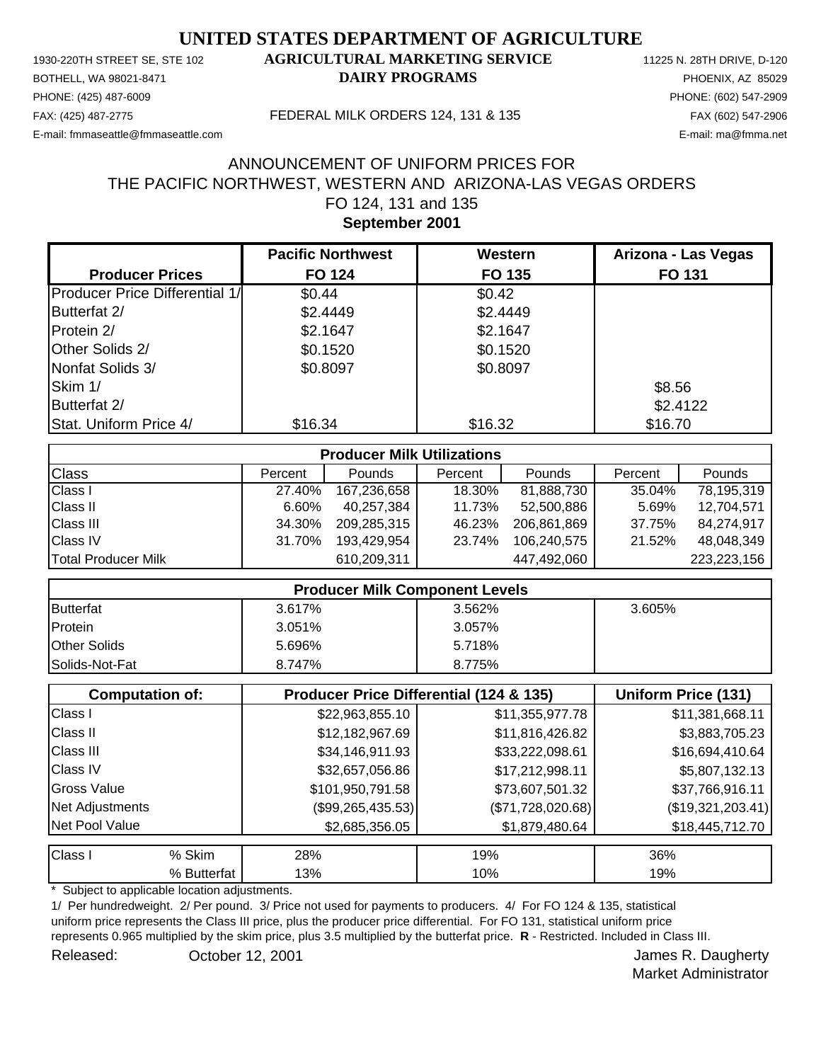# UNITED STATES DEPARTMENT OF AGRICULTURE

1930-220TH STREET SE, STE 102
BOTHELL, WA 98021-8471
PHONE: (425) 487-6009
FAX: (425) 487-2775
E-mail: fmmaseattle@fmmaseattle.com

**AGRICULTURAL MARKETING SERVICE**
**DAIRY PROGRAMS**

FEDERAL MILK ORDERS 124, 131 & 135

11225 N. 28TH DRIVE, D-120
PHOENIX, AZ 85029
PHONE: (602) 547-2909
FAX (602) 547-2906
E-mail: ma@fmma.net

ANNOUNCEMENT OF UNIFORM PRICES FOR
THE PACIFIC NORTHWEST, WESTERN AND ARIZONA-LAS VEGAS ORDERS
FO 124, 131 and 135
**September 2001**

| Producer Prices | Pacific Northwest FO 124 | Western FO 135 | Arizona - Las Vegas FO 131 |
|---|---|---|---|
| Producer Price Differential 1/ | $0.44 | $0.42 | |
| Butterfat 2/ | $2.4449 | $2.4449 | |
| Protein 2/ | $2.1647 | $2.1647 | |
| Other Solids 2/ | $0.1520 | $0.1520 | |
| Nonfat Solids 3/ | $0.8097 | $0.8097 | |
| Skim 1/ | | | $8.56 |
| Butterfat 2/ | | | $2.4122 |
| Stat. Uniform Price 4/ | $16.34 | $16.32 | $16.70 |

| Producer Milk Utilizations | | | | | | |
|---|---|---|---|---|---|---|
| Class | Percent | Pounds | Percent | Pounds | Percent | Pounds |
| Class I | 27.40% | 167,236,658 | 18.30% | 81,888,730 | 35.04% | 78,195,319 |
| Class II | 6.60% | 40,257,384 | 11.73% | 52,500,886 | 5.69% | 12,704,571 |
| Class III | 34.30% | 209,285,315 | 46.23% | 206,861,869 | 37.75% | 84,274,917 |
| Class IV | 31.70% | 193,429,954 | 23.74% | 106,240,575 | 21.52% | 48,048,349 |
| Total Producer Milk | | 610,209,311 | | 447,492,060 | | 223,223,156 |

| Producer Milk Component Levels | | | |
|---|---|---|---|
| Butterfat | 3.617% | 3.562% | 3.605% |
| Protein | 3.051% | 3.057% | |
| Other Solids | 5.696% | 5.718% | |
| Solids-Not-Fat | 8.747% | 8.775% | |

| Computation of: | Producer Price Differential (124 & 135) | | Uniform Price (131) |
|---|---|---|---|
| Class I | $22,963,855.10 | $11,355,977.78 | $11,381,668.11 |
| Class II | $12,182,967.69 | $11,816,426.82 | $3,883,705.23 |
| Class III | $34,146,911.93 | $33,222,098.61 | $16,694,410.64 |
| Class IV | $32,657,056.86 | $17,212,998.11 | $5,807,132.13 |
| Gross Value | $101,950,791.58 | $73,607,501.32 | $37,766,916.11 |
| Net Adjustments | ($99,265,435.53) | ($71,728,020.68) | ($19,321,203.41) |
| Net Pool Value | $2,685,356.05 | $1,879,480.64 | $18,445,712.70 |

| Class I | | | | |
|---|---|---|---|---|
| | % Skim | 28% | 19% | 36% |
| | % Butterfat | 13% | 10% | 19% |

\* Subject to applicable location adjustments.

1/ Per hundredweight. 2/ Per pound. 3/ Price not used for payments to producers. 4/ For FO 124 & 135, statistical uniform price represents the Class III price, plus the producer price differential. For FO 131, statistical uniform price represents 0.965 multiplied by the skim price, plus 3.5 multiplied by the butterfat price. **R** - Restricted. Included in Class III.

Released: October 12, 2001

James R. Daugherty
Market Administrator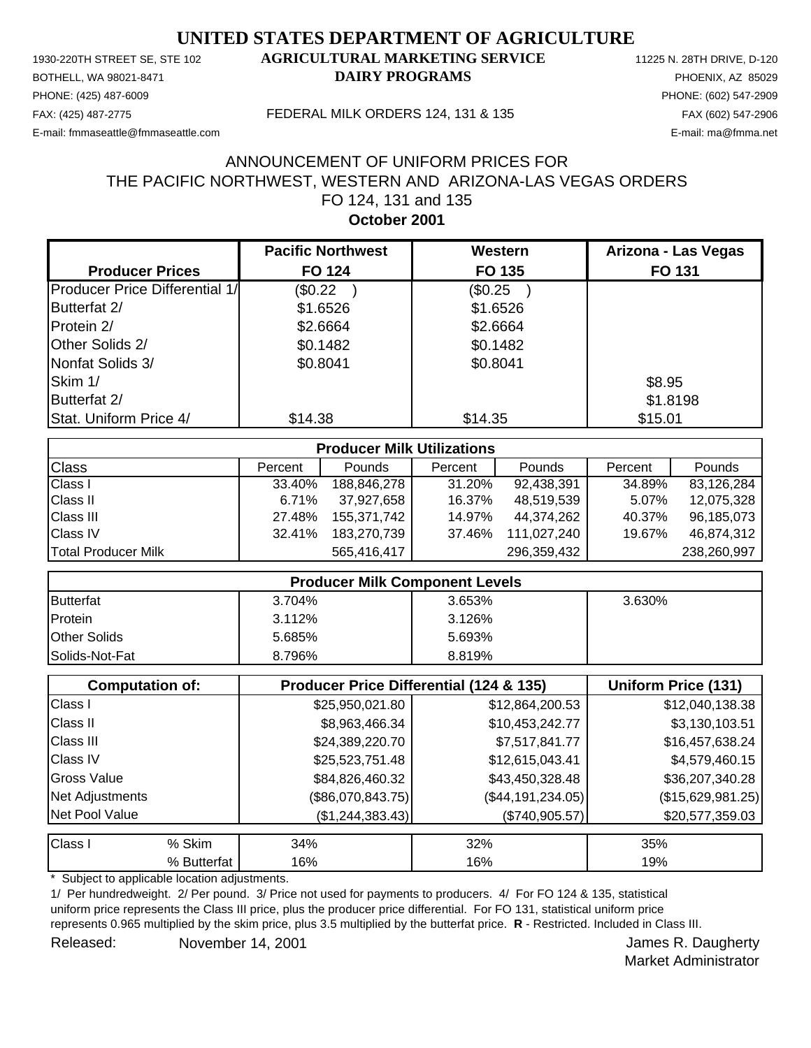# UNITED STATES DEPARTMENT OF AGRICULTURE

1930-220TH STREET SE, STE 102
BOTHELL, WA 98021-8471
PHONE: (425) 487-6009
FAX: (425) 487-2775
E-mail: fmmaseattle@fmmaseattle.com

**AGRICULTURAL MARKETING SERVICE**
**DAIRY PROGRAMS**

FEDERAL MILK ORDERS 124, 131 & 135

11225 N. 28TH DRIVE, D-120
PHOENIX, AZ 85029
PHONE: (602) 547-2909
FAX (602) 547-2906
E-mail: ma@fmma.net

## ANNOUNCEMENT OF UNIFORM PRICES FOR THE PACIFIC NORTHWEST, WESTERN AND ARIZONA-LAS VEGAS ORDERS FO 124, 131 and 135

**October 2001**

| Producer Prices | Pacific Northwest FO 124 | Western FO 135 | Arizona - Las Vegas FO 131 |
|---|---|---|---|
| Producer Price Differential 1/ | ($0.22 ) | ($0.25 ) | |
| Butterfat 2/ | $1.6526 | $1.6526 | |
| Protein 2/ | $2.6664 | $2.6664 | |
| Other Solids 2/ | $0.1482 | $0.1482 | |
| Nonfat Solids 3/ | $0.8041 | $0.8041 | |
| Skim 1/ | | | $8.95 |
| Butterfat 2/ | | | $1.8198 |
| Stat. Uniform Price 4/ | $14.38 | $14.35 | $15.01 |

| Producer Milk Utilizations | | | | | | |
|---|---|---|---|---|---|---|
| Class | Percent | Pounds | Percent | Pounds | Percent | Pounds |
| Class I | 33.40% | 188,846,278 | 31.20% | 92,438,391 | 34.89% | 83,126,284 |
| Class II | 6.71% | 37,927,658 | 16.37% | 48,519,539 | 5.07% | 12,075,328 |
| Class III | 27.48% | 155,371,742 | 14.97% | 44,374,262 | 40.37% | 96,185,073 |
| Class IV | 32.41% | 183,270,739 | 37.46% | 111,027,240 | 19.67% | 46,874,312 |
| Total Producer Milk | | 565,416,417 | | 296,359,432 | | 238,260,997 |

| Producer Milk Component Levels | | | |
|---|---|---|---|
| Butterfat | 3.704% | 3.653% | 3.630% |
| Protein | 3.112% | 3.126% | |
| Other Solids | 5.685% | 5.693% | |
| Solids-Not-Fat | 8.796% | 8.819% | |

| Computation of: | Producer Price Differential (124 & 135) | | Uniform Price (131) |
|---|---|---|---|
| Class I | $25,950,021.80 | $12,864,200.53 | $12,040,138.38 |
| Class II | $8,963,466.34 | $10,453,242.77 | $3,130,103.51 |
| Class III | $24,389,220.70 | $7,517,841.77 | $16,457,638.24 |
| Class IV | $25,523,751.48 | $12,615,043.41 | $4,579,460.15 |
| Gross Value | $84,826,460.32 | $43,450,328.48 | $36,207,340.28 |
| Net Adjustments | ($86,070,843.75) | ($44,191,234.05) | ($15,629,981.25) |
| Net Pool Value | ($1,244,383.43) | ($740,905.57) | $20,577,359.03 |

| Class I | | | | |
|---|---|---|---|---|
| | % Skim | 34% | 32% | 35% |
| | % Butterfat | 16% | 16% | 19% |

\* Subject to applicable location adjustments.

1/ Per hundredweight. 2/ Per pound. 3/ Price not used for payments to producers. 4/ For FO 124 & 135, statistical uniform price represents the Class III price, plus the producer price differential. For FO 131, statistical uniform price represents 0.965 multiplied by the skim price, plus 3.5 multiplied by the butterfat price. **R** - Restricted. Included in Class III.

Released: November 14, 2001

James R. Daugherty
Market Administrator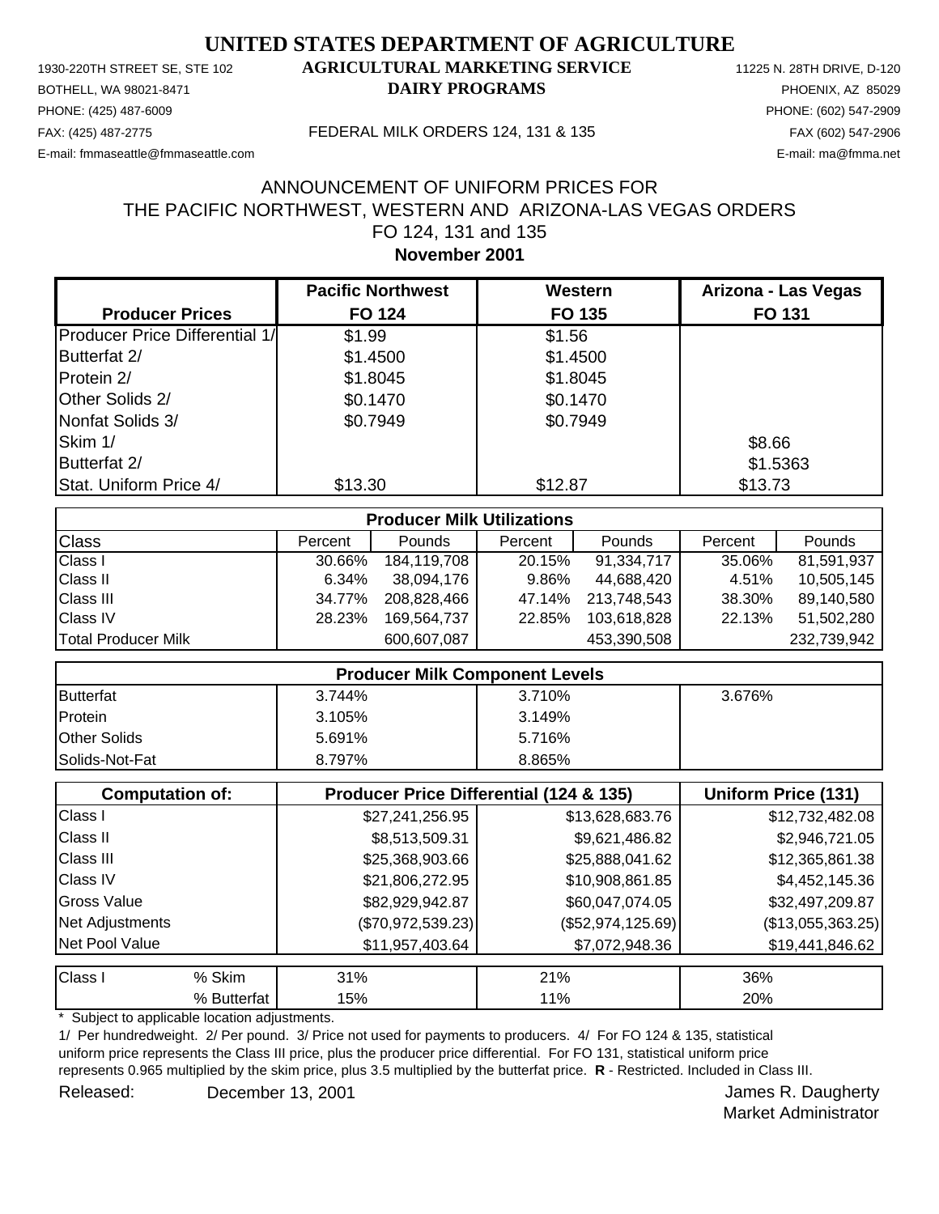# UNITED STATES DEPARTMENT OF AGRICULTURE

## AGRICULTURAL MARKETING SERVICE
## DAIRY PROGRAMS

1930-220TH STREET SE, STE 102
BOTHELL, WA 98021-8471
PHONE: (425) 487-6009
FAX: (425) 487-2775
E-mail: fmmaseattle@fmmaseattle.com

11225 N. 28TH DRIVE, D-120
PHOENIX, AZ 85029
PHONE: (602) 547-2909
FAX (602) 547-2906
E-mail: ma@fmma.net

FEDERAL MILK ORDERS 124, 131 & 135

ANNOUNCEMENT OF UNIFORM PRICES FOR
THE PACIFIC NORTHWEST, WESTERN AND ARIZONA-LAS VEGAS ORDERS
FO 124, 131 and 135
**November 2001**

| Producer Prices | Pacific Northwest FO 124 | Western FO 135 | Arizona - Las Vegas FO 131 |
|---|---|---|---|
| Producer Price Differential 1/ | $1.99 | $1.56 | |
| Butterfat 2/ | $1.4500 | $1.4500 | |
| Protein 2/ | $1.8045 | $1.8045 | |
| Other Solids 2/ | $0.1470 | $0.1470 | |
| Nonfat Solids 3/ | $0.7949 | $0.7949 | |
| Skim 1/ | | | $8.66 |
| Butterfat 2/ | | | $1.5363 |
| Stat. Uniform Price 4/ | $13.30 | $12.87 | $13.73 |

| Producer Milk Utilizations | | | | | | |
|---|---|---|---|---|---|---|
| Class | Percent | Pounds | Percent | Pounds | Percent | Pounds |
| Class I | 30.66% | 184,119,708 | 20.15% | 91,334,717 | 35.06% | 81,591,937 |
| Class II | 6.34% | 38,094,176 | 9.86% | 44,688,420 | 4.51% | 10,505,145 |
| Class III | 34.77% | 208,828,466 | 47.14% | 213,748,543 | 38.30% | 89,140,580 |
| Class IV | 28.23% | 169,564,737 | 22.85% | 103,618,828 | 22.13% | 51,502,280 |
| Total Producer Milk | | 600,607,087 | | 453,390,508 | | 232,739,942 |

| Producer Milk Component Levels | | | |
|---|---|---|---|
| Butterfat | 3.744% | 3.710% | 3.676% |
| Protein | 3.105% | 3.149% | |
| Other Solids | 5.691% | 5.716% | |
| Solids-Not-Fat | 8.797% | 8.865% | |

| Computation of: | Producer Price Differential (124 & 135) | | Uniform Price (131) |
|---|---|---|---|
| Class I | $27,241,256.95 | $13,628,683.76 | $12,732,482.08 |
| Class II | $8,513,509.31 | $9,621,486.82 | $2,946,721.05 |
| Class III | $25,368,903.66 | $25,888,041.62 | $12,365,861.38 |
| Class IV | $21,806,272.95 | $10,908,861.85 | $4,452,145.36 |
| Gross Value | $82,929,942.87 | $60,047,074.05 | $32,497,209.87 |
| Net Adjustments | ($70,972,539.23) | ($52,974,125.69) | ($13,055,363.25) |
| Net Pool Value | $11,957,403.64 | $7,072,948.36 | $19,441,846.62 |

| Class I | | | | |
|---|---|---|---|---|
| | % Skim | 31% | 21% | 36% |
| | % Butterfat | 15% | 11% | 20% |

\* Subject to applicable location adjustments.

1/ Per hundredweight. 2/ Per pound. 3/ Price not used for payments to producers. 4/ For FO 124 & 135, statistical uniform price represents the Class III price, plus the producer price differential. For FO 131, statistical uniform price represents 0.965 multiplied by the skim price, plus 3.5 multiplied by the butterfat price. **R** - Restricted. Included in Class III.

Released: December 13, 2001

James R. Daugherty
Market Administrator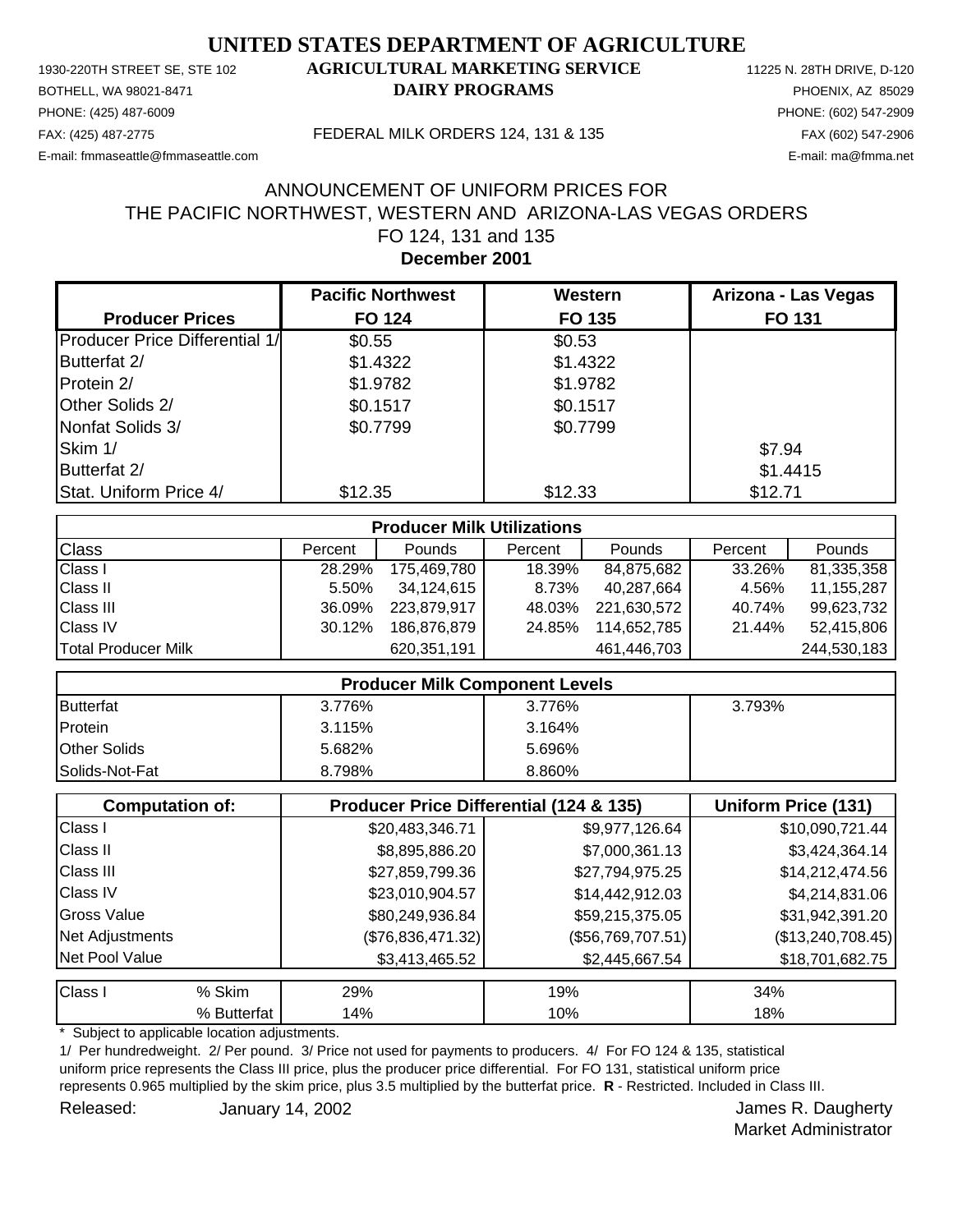# UNITED STATES DEPARTMENT OF AGRICULTURE

1930-220TH STREET SE, STE 102
BOTHELL, WA 98021-8471
PHONE: (425) 487-6009
FAX: (425) 487-2775
E-mail: fmmaseattle@fmmaseattle.com

**AGRICULTURAL MARKETING SERVICE**
**DAIRY PROGRAMS**

FEDERAL MILK ORDERS 124, 131 & 135

11225 N. 28TH DRIVE, D-120
PHOENIX, AZ 85029
PHONE: (602) 547-2909
FAX (602) 547-2906
E-mail: ma@fmma.net

## ANNOUNCEMENT OF UNIFORM PRICES FOR THE PACIFIC NORTHWEST, WESTERN AND ARIZONA-LAS VEGAS ORDERS FO 124, 131 and 135

**December 2001**

| Producer Prices | Pacific Northwest FO 124 | Western FO 135 | Arizona - Las Vegas FO 131 |
|---|---|---|---|
| Producer Price Differential 1/ | $0.55 | $0.53 | |
| Butterfat 2/ | $1.4322 | $1.4322 | |
| Protein 2/ | $1.9782 | $1.9782 | |
| Other Solids 2/ | $0.1517 | $0.1517 | |
| Nonfat Solids 3/ | $0.7799 | $0.7799 | |
| Skim 1/ | | | $7.94 |
| Butterfat 2/ | | | $1.4415 |
| Stat. Uniform Price 4/ | $12.35 | $12.33 | $12.71 |

| Producer Milk Utilizations | | | | | | |
|---|---|---|---|---|---|---|
| Class | Percent | Pounds | Percent | Pounds | Percent | Pounds |
| Class I | 28.29% | 175,469,780 | 18.39% | 84,875,682 | 33.26% | 81,335,358 |
| Class II | 5.50% | 34,124,615 | 8.73% | 40,287,664 | 4.56% | 11,155,287 |
| Class III | 36.09% | 223,879,917 | 48.03% | 221,630,572 | 40.74% | 99,623,732 |
| Class IV | 30.12% | 186,876,879 | 24.85% | 114,652,785 | 21.44% | 52,415,806 |
| Total Producer Milk | | 620,351,191 | | 461,446,703 | | 244,530,183 |

| Producer Milk Component Levels | | | |
|---|---|---|---|
| Butterfat | 3.776% | 3.776% | 3.793% |
| Protein | 3.115% | 3.164% | |
| Other Solids | 5.682% | 5.696% | |
| Solids-Not-Fat | 8.798% | 8.860% | |

| Computation of: | Producer Price Differential (124 & 135) | | Uniform Price (131) |
|---|---|---|---|
| Class I | $20,483,346.71 | $9,977,126.64 | $10,090,721.44 |
| Class II | $8,895,886.20 | $7,000,361.13 | $3,424,364.14 |
| Class III | $27,859,799.36 | $27,794,975.25 | $14,212,474.56 |
| Class IV | $23,010,904.57 | $14,442,912.03 | $4,214,831.06 |
| Gross Value | $80,249,936.84 | $59,215,375.05 | $31,942,391.20 |
| Net Adjustments | ($76,836,471.32) | ($56,769,707.51) | ($13,240,708.45) |
| Net Pool Value | $3,413,465.52 | $2,445,667.54 | $18,701,682.75 |

| | | | | |
|---|---|---|---|---|
| Class I | % Skim | 29% | 19% | 34% |
| | % Butterfat | 14% | 10% | 18% |

\* Subject to applicable location adjustments.

1/ Per hundredweight. 2/ Per pound. 3/ Price not used for payments to producers. 4/ For FO 124 & 135, statistical uniform price represents the Class III price, plus the producer price differential. For FO 131, statistical uniform price represents 0.965 multiplied by the skim price, plus 3.5 multiplied by the butterfat price. **R** - Restricted. Included in Class III.

Released: January 14, 2002

James R. Daugherty
Market Administrator